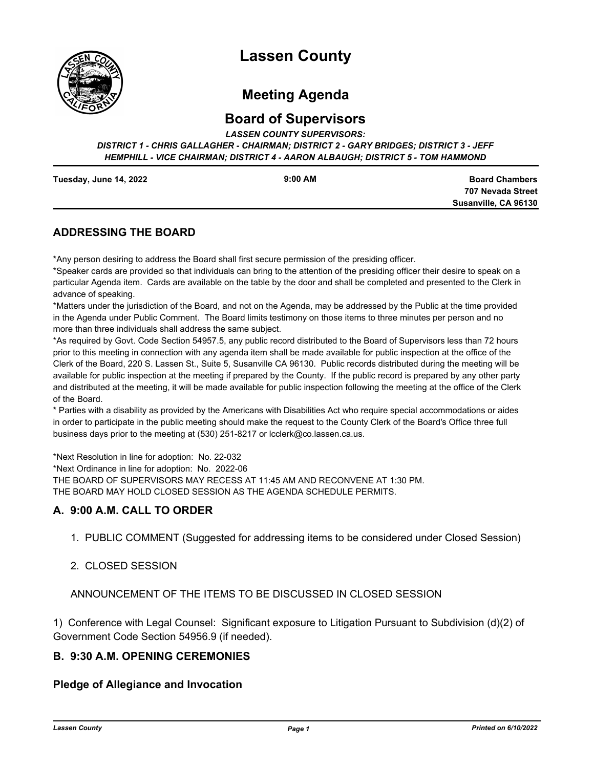# Lassen County

## Meeting Agenda

## Board of Supervisors

***LASSEN COUNTY SUPERVISORS:***
***DISTRICT 1 - CHRIS GALLAGHER - CHAIRMAN; DISTRICT 2 - GARY BRIDGES; DISTRICT 3 - JEFF HEMPHILL - VICE CHAIRMAN; DISTRICT 4 - AARON ALBAUGH; DISTRICT 5 - TOM HAMMOND***

**Tuesday, June 14, 2022** | **9:00 AM** | **Board Chambers, 707 Nevada Street, Susanville, CA 96130**

### ADDRESSING THE BOARD

*Any person desiring to address the Board shall first secure permission of the presiding officer.

*Speaker cards are provided so that individuals can bring to the attention of the presiding officer their desire to speak on a particular Agenda item. Cards are available on the table by the door and shall be completed and presented to the Clerk in advance of speaking.

*Matters under the jurisdiction of the Board, and not on the Agenda, may be addressed by the Public at the time provided in the Agenda under Public Comment. The Board limits testimony on those items to three minutes per person and no more than three individuals shall address the same subject.

*As required by Govt. Code Section 54957.5, any public record distributed to the Board of Supervisors less than 72 hours prior to this meeting in connection with any agenda item shall be made available for public inspection at the office of the Clerk of the Board, 220 S. Lassen St., Suite 5, Susanville CA 96130. Public records distributed during the meeting will be available for public inspection at the meeting if prepared by the County. If the public record is prepared by any other party and distributed at the meeting, it will be made available for public inspection following the meeting at the office of the Clerk of the Board.

* Parties with a disability as provided by the Americans with Disabilities Act who require special accommodations or aides in order to participate in the public meeting should make the request to the County Clerk of the Board's Office three full business days prior to the meeting at (530) 251-8217 or lcclerk@co.lassen.ca.us.

*Next Resolution in line for adoption: No. 22-032
*Next Ordinance in line for adoption: No. 2022-06
THE BOARD OF SUPERVISORS MAY RECESS AT 11:45 AM AND RECONVENE AT 1:30 PM.
THE BOARD MAY HOLD CLOSED SESSION AS THE AGENDA SCHEDULE PERMITS.

### A. 9:00 A.M. CALL TO ORDER

1. PUBLIC COMMENT (Suggested for addressing items to be considered under Closed Session)

2. CLOSED SESSION

ANNOUNCEMENT OF THE ITEMS TO BE DISCUSSED IN CLOSED SESSION

1) Conference with Legal Counsel: Significant exposure to Litigation Pursuant to Subdivision (d)(2) of Government Code Section 54956.9 (if needed).

### B. 9:30 A.M. OPENING CEREMONIES

#### Pledge of Allegiance and Invocation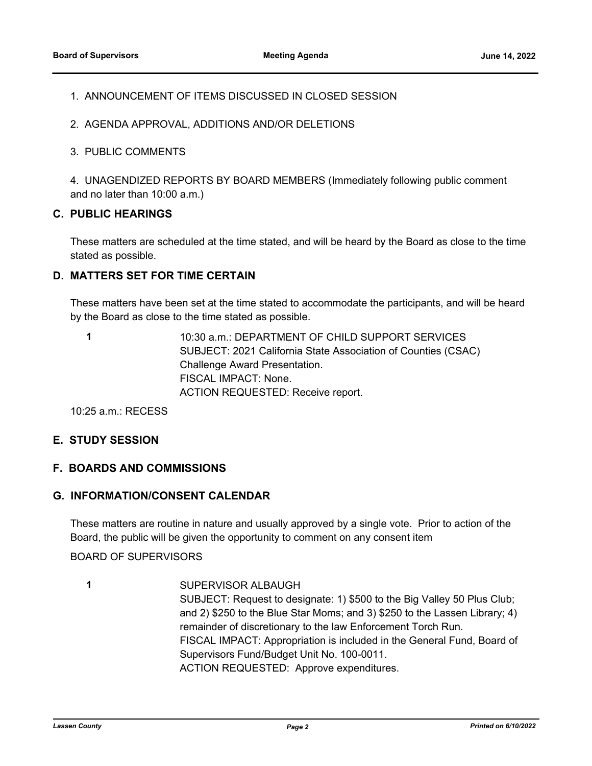1. ANNOUNCEMENT OF ITEMS DISCUSSED IN CLOSED SESSION

2. AGENDA APPROVAL, ADDITIONS AND/OR DELETIONS

3. PUBLIC COMMENTS

4. UNAGENDIZED REPORTS BY BOARD MEMBERS (Immediately following public comment and no later than 10:00 a.m.)

## C. PUBLIC HEARINGS

These matters are scheduled at the time stated, and will be heard by the Board as close to the time stated as possible.

## D. MATTERS SET FOR TIME CERTAIN

These matters have been set at the time stated to accommodate the participants, and will be heard by the Board as close to the time stated as possible.

**1**

10:30 a.m.: DEPARTMENT OF CHILD SUPPORT SERVICES
SUBJECT: 2021 California State Association of Counties (CSAC) Challenge Award Presentation.
FISCAL IMPACT: None.
ACTION REQUESTED: Receive report.

10:25 a.m.: RECESS

## E. STUDY SESSION

## F. BOARDS AND COMMISSIONS

## G. INFORMATION/CONSENT CALENDAR

These matters are routine in nature and usually approved by a single vote. Prior to action of the Board, the public will be given the opportunity to comment on any consent item

BOARD OF SUPERVISORS

**1**

SUPERVISOR ALBAUGH
SUBJECT: Request to designate: 1) $500 to the Big Valley 50 Plus Club; and 2) $250 to the Blue Star Moms; and 3) $250 to the Lassen Library; 4) remainder of discretionary to the law Enforcement Torch Run.
FISCAL IMPACT: Appropriation is included in the General Fund, Board of Supervisors Fund/Budget Unit No. 100-0011.
ACTION REQUESTED: Approve expenditures.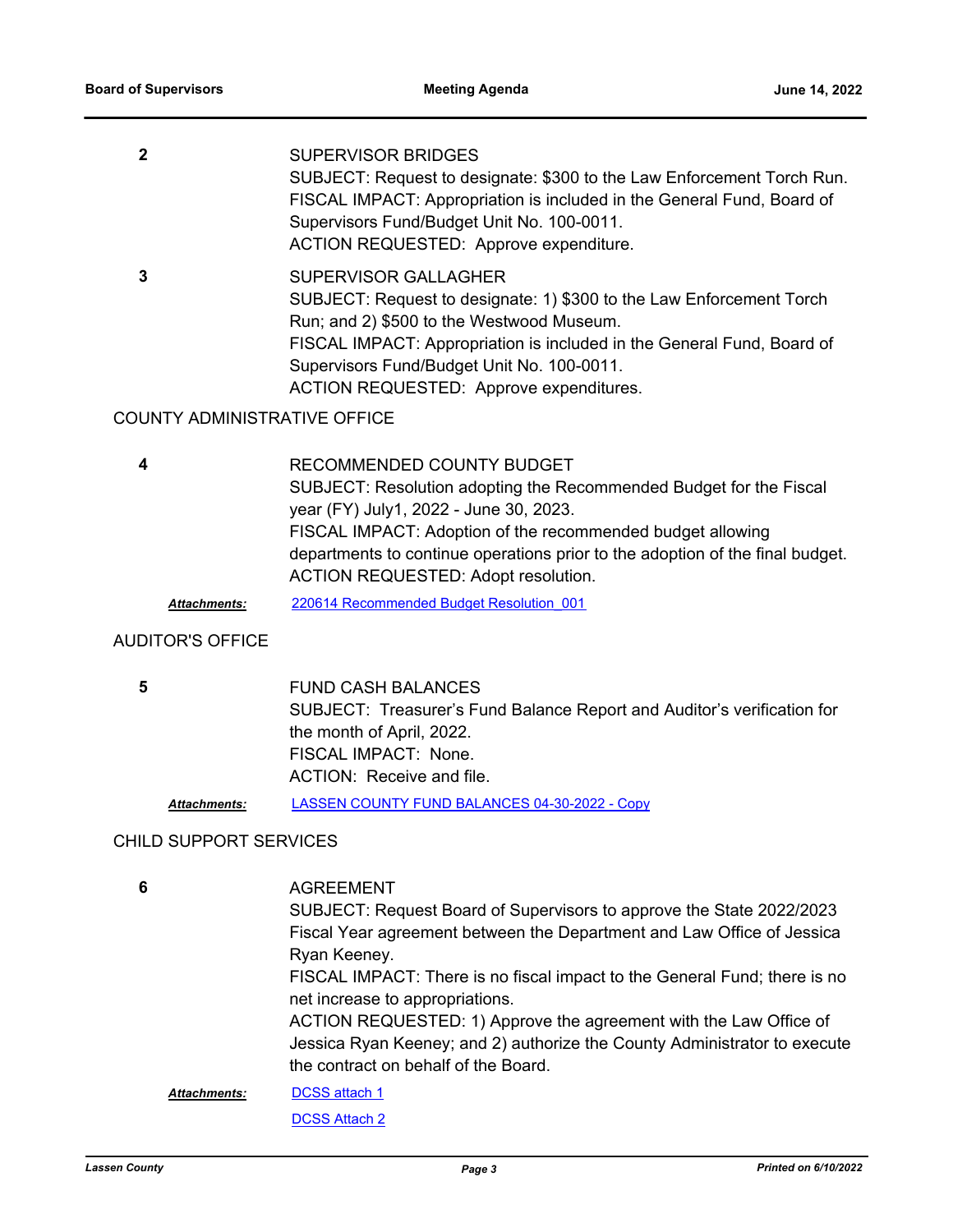**2**

SUPERVISOR BRIDGES
SUBJECT: Request to designate: $300 to the Law Enforcement Torch Run.
FISCAL IMPACT: Appropriation is included in the General Fund, Board of Supervisors Fund/Budget Unit No. 100-0011.
ACTION REQUESTED: Approve expenditure.

**3**

SUPERVISOR GALLAGHER
SUBJECT: Request to designate: 1) $300 to the Law Enforcement Torch Run; and 2) $500 to the Westwood Museum.
FISCAL IMPACT: Appropriation is included in the General Fund, Board of Supervisors Fund/Budget Unit No. 100-0011.
ACTION REQUESTED: Approve expenditures.

## COUNTY ADMINISTRATIVE OFFICE

**4**

RECOMMENDED COUNTY BUDGET
SUBJECT: Resolution adopting the Recommended Budget for the Fiscal year (FY) July1, 2022 - June 30, 2023.
FISCAL IMPACT: Adoption of the recommended budget allowing departments to continue operations prior to the adoption of the final budget.
ACTION REQUESTED: Adopt resolution.

***Attachments:*** 220614 Recommended Budget Resolution_001

## AUDITOR'S OFFICE

**5**

FUND CASH BALANCES
SUBJECT: Treasurer's Fund Balance Report and Auditor's verification for the month of April, 2022.
FISCAL IMPACT: None.
ACTION: Receive and file.

***Attachments:*** LASSEN COUNTY FUND BALANCES 04-30-2022 - Copy

## CHILD SUPPORT SERVICES

**6**

AGREEMENT
SUBJECT: Request Board of Supervisors to approve the State 2022/2023 Fiscal Year agreement between the Department and Law Office of Jessica Ryan Keeney.
FISCAL IMPACT: There is no fiscal impact to the General Fund; there is no net increase to appropriations.
ACTION REQUESTED: 1) Approve the agreement with the Law Office of Jessica Ryan Keeney; and 2) authorize the County Administrator to execute the contract on behalf of the Board.

***Attachments:*** DCSS attach 1

DCSS Attach 2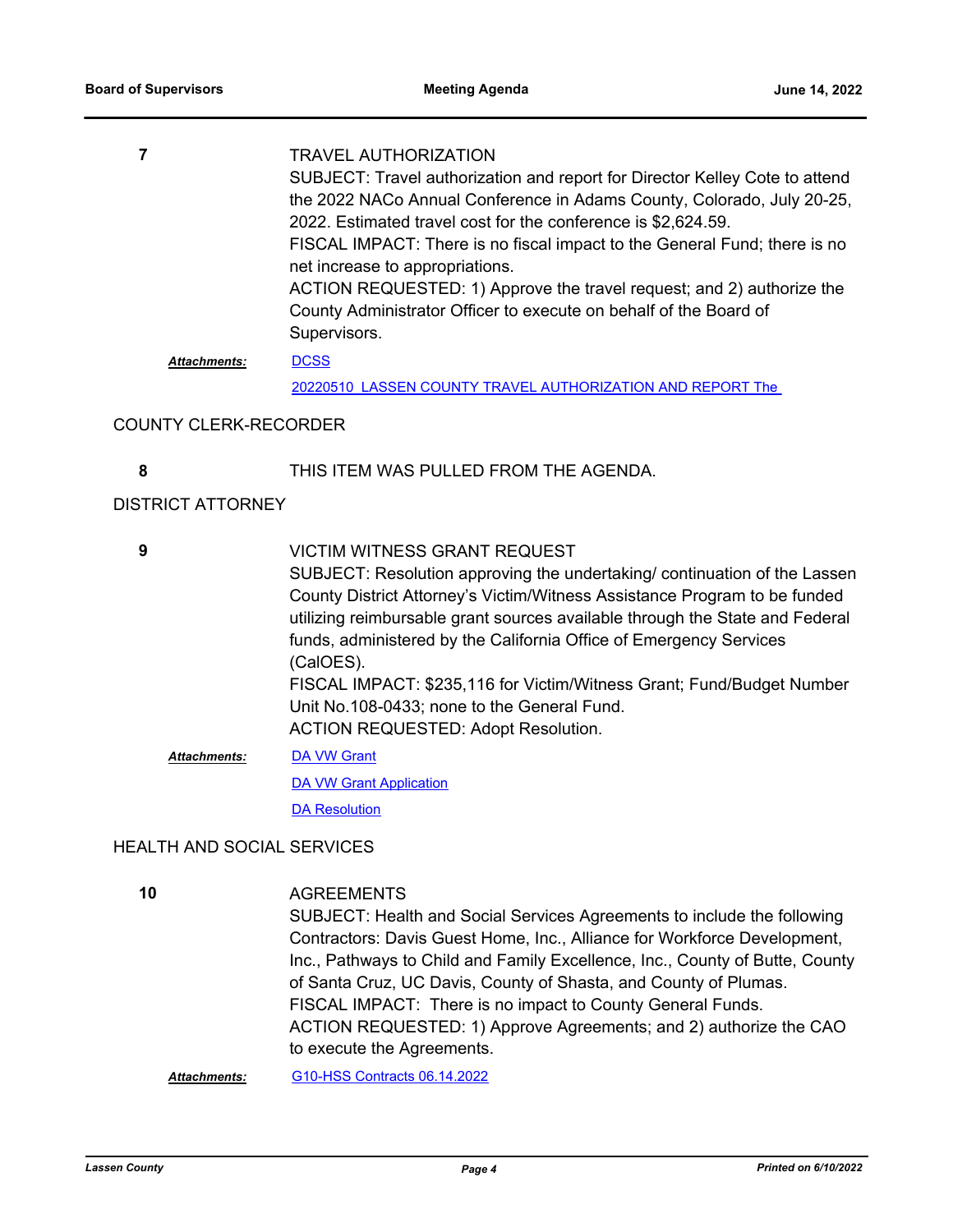**7** TRAVEL AUTHORIZATION

SUBJECT: Travel authorization and report for Director Kelley Cote to attend the 2022 NACo Annual Conference in Adams County, Colorado, July 20-25, 2022. Estimated travel cost for the conference is $2,624.59.

FISCAL IMPACT: There is no fiscal impact to the General Fund; there is no net increase to appropriations.

ACTION REQUESTED: 1) Approve the travel request; and 2) authorize the County Administrator Officer to execute on behalf of the Board of Supervisors.

***Attachments:*** DCSS

20220510 LASSEN COUNTY TRAVEL AUTHORIZATION AND REPORT The

## COUNTY CLERK-RECORDER

**8** THIS ITEM WAS PULLED FROM THE AGENDA.

## DISTRICT ATTORNEY

**9** VICTIM WITNESS GRANT REQUEST

SUBJECT: Resolution approving the undertaking/ continuation of the Lassen County District Attorney's Victim/Witness Assistance Program to be funded utilizing reimbursable grant sources available through the State and Federal funds, administered by the California Office of Emergency Services (CalOES).

FISCAL IMPACT: $235,116 for Victim/Witness Grant; Fund/Budget Number Unit No.108-0433; none to the General Fund.

ACTION REQUESTED: Adopt Resolution.

***Attachments:*** DA VW Grant

DA VW Grant Application

DA Resolution

## HEALTH AND SOCIAL SERVICES

**10** AGREEMENTS

SUBJECT: Health and Social Services Agreements to include the following Contractors: Davis Guest Home, Inc., Alliance for Workforce Development, Inc., Pathways to Child and Family Excellence, Inc., County of Butte, County of Santa Cruz, UC Davis, County of Shasta, and County of Plumas.

FISCAL IMPACT: There is no impact to County General Funds.

ACTION REQUESTED: 1) Approve Agreements; and 2) authorize the CAO to execute the Agreements.

***Attachments:*** G10-HSS Contracts 06.14.2022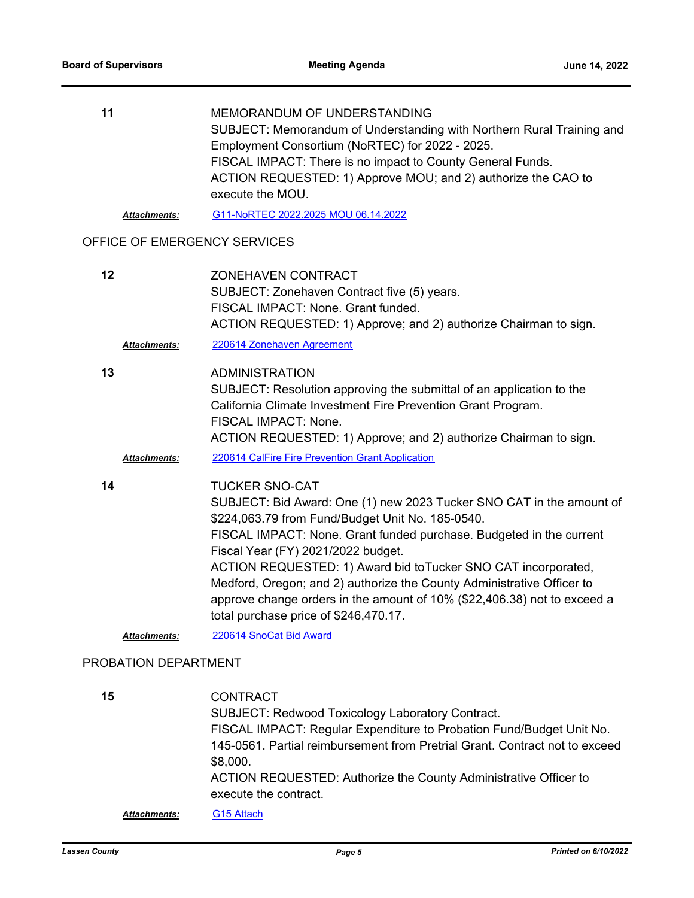**11**

MEMORANDUM OF UNDERSTANDING
SUBJECT: Memorandum of Understanding with Northern Rural Training and Employment Consortium (NoRTEC) for 2022 - 2025.
FISCAL IMPACT: There is no impact to County General Funds.
ACTION REQUESTED: 1) Approve MOU; and 2) authorize the CAO to execute the MOU.

***Attachments:*** G11-NoRTEC 2022.2025 MOU 06.14.2022

OFFICE OF EMERGENCY SERVICES

**12**

ZONEHAVEN CONTRACT
SUBJECT: Zonehaven Contract five (5) years.
FISCAL IMPACT: None. Grant funded.
ACTION REQUESTED: 1) Approve; and 2) authorize Chairman to sign.

***Attachments:*** 220614 Zonehaven Agreement

**13**

ADMINISTRATION
SUBJECT: Resolution approving the submittal of an application to the California Climate Investment Fire Prevention Grant Program.
FISCAL IMPACT: None.
ACTION REQUESTED: 1) Approve; and 2) authorize Chairman to sign.

***Attachments:*** 220614 CalFire Fire Prevention Grant Application

**14**

TUCKER SNO-CAT
SUBJECT: Bid Award: One (1) new 2023 Tucker SNO CAT in the amount of $224,063.79 from Fund/Budget Unit No. 185-0540.
FISCAL IMPACT: None. Grant funded purchase. Budgeted in the current Fiscal Year (FY) 2021/2022 budget.
ACTION REQUESTED: 1) Award bid toTucker SNO CAT incorporated, Medford, Oregon; and 2) authorize the County Administrative Officer to approve change orders in the amount of 10% ($22,406.38) not to exceed a total purchase price of $246,470.17.

***Attachments:*** 220614 SnoCat Bid Award

PROBATION DEPARTMENT

**15**

CONTRACT
SUBJECT: Redwood Toxicology Laboratory Contract.
FISCAL IMPACT: Regular Expenditure to Probation Fund/Budget Unit No. 145-0561. Partial reimbursement from Pretrial Grant. Contract not to exceed $8,000.
ACTION REQUESTED: Authorize the County Administrative Officer to execute the contract.

***Attachments:*** G15 Attach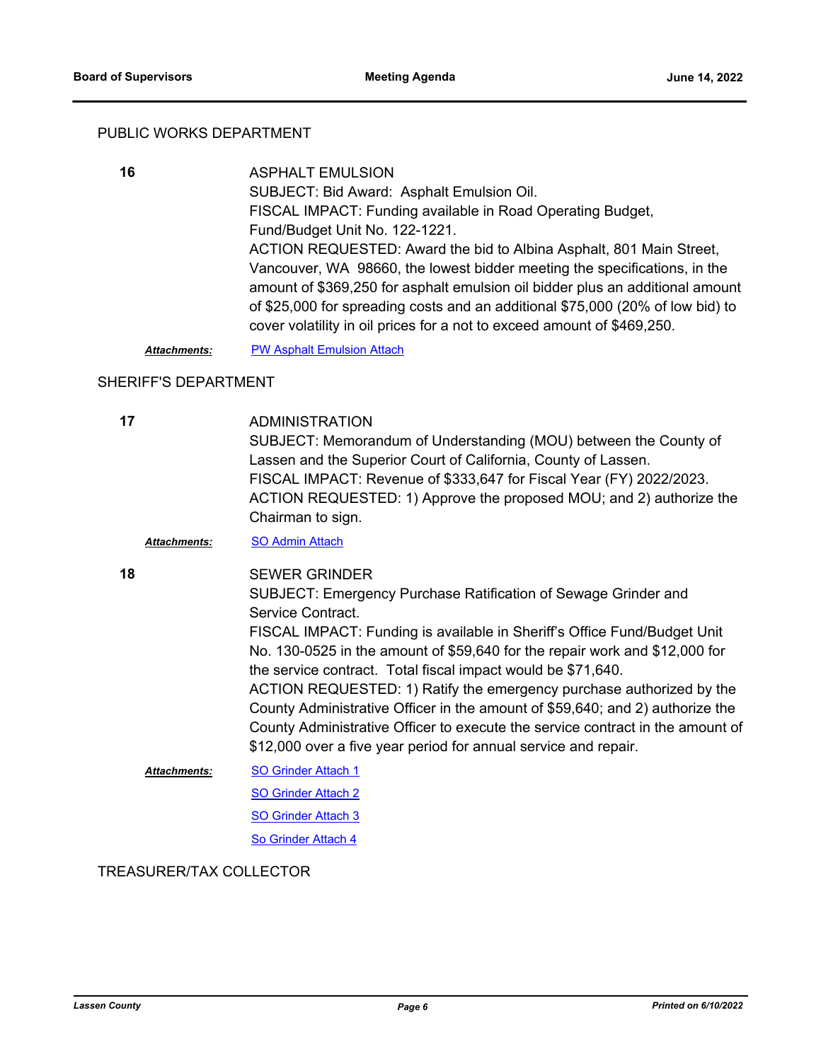## PUBLIC WORKS DEPARTMENT

**16** ASPHALT EMULSION

SUBJECT: Bid Award: Asphalt Emulsion Oil.

FISCAL IMPACT: Funding available in Road Operating Budget, Fund/Budget Unit No. 122-1221.

ACTION REQUESTED: Award the bid to Albina Asphalt, 801 Main Street, Vancouver, WA 98660, the lowest bidder meeting the specifications, in the amount of $369,250 for asphalt emulsion oil bidder plus an additional amount of $25,000 for spreading costs and an additional $75,000 (20% of low bid) to cover volatility in oil prices for a not to exceed amount of $469,250.

***Attachments:*** PW Asphalt Emulsion Attach

## SHERIFF'S DEPARTMENT

**17** ADMINISTRATION

SUBJECT: Memorandum of Understanding (MOU) between the County of Lassen and the Superior Court of California, County of Lassen.

FISCAL IMPACT: Revenue of $333,647 for Fiscal Year (FY) 2022/2023.

ACTION REQUESTED: 1) Approve the proposed MOU; and 2) authorize the Chairman to sign.

***Attachments:*** SO Admin Attach

**18** SEWER GRINDER

SUBJECT: Emergency Purchase Ratification of Sewage Grinder and Service Contract.

FISCAL IMPACT: Funding is available in Sheriff's Office Fund/Budget Unit No. 130-0525 in the amount of $59,640 for the repair work and $12,000 for the service contract. Total fiscal impact would be $71,640.

ACTION REQUESTED: 1) Ratify the emergency purchase authorized by the County Administrative Officer in the amount of $59,640; and 2) authorize the County Administrative Officer to execute the service contract in the amount of $12,000 over a five year period for annual service and repair.

***Attachments:*** SO Grinder Attach 1

SO Grinder Attach 2

SO Grinder Attach 3

So Grinder Attach 4

## TREASURER/TAX COLLECTOR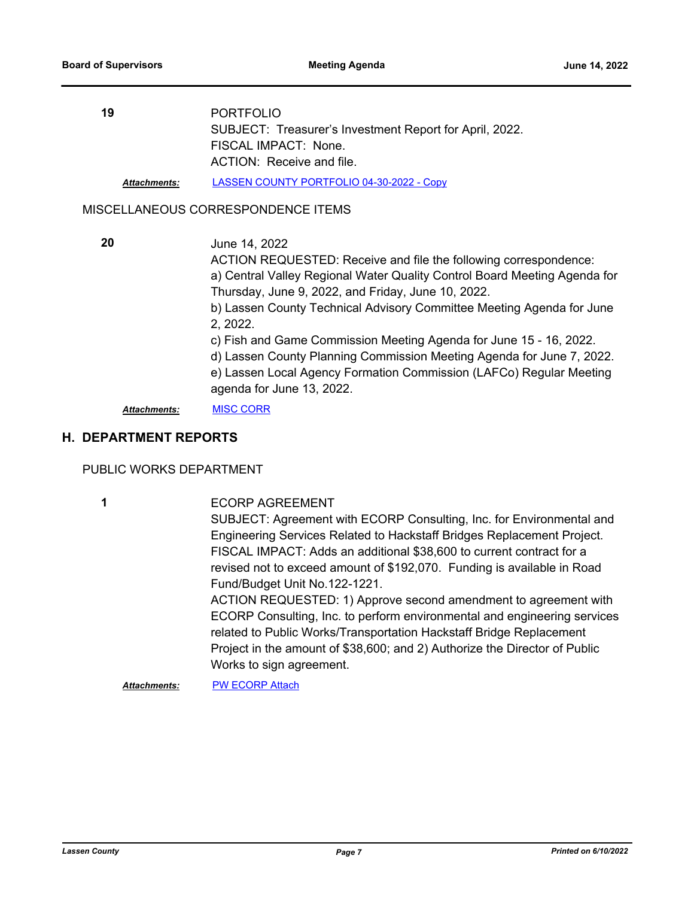**19**

PORTFOLIO
SUBJECT: Treasurer's Investment Report for April, 2022.
FISCAL IMPACT: None.
ACTION: Receive and file.

***Attachments:*** LASSEN COUNTY PORTFOLIO 04-30-2022 - Copy

MISCELLANEOUS CORRESPONDENCE ITEMS

**20**

June 14, 2022
ACTION REQUESTED: Receive and file the following correspondence:
a) Central Valley Regional Water Quality Control Board Meeting Agenda for Thursday, June 9, 2022, and Friday, June 10, 2022.
b) Lassen County Technical Advisory Committee Meeting Agenda for June 2, 2022.
c) Fish and Game Commission Meeting Agenda for June 15 - 16, 2022.
d) Lassen County Planning Commission Meeting Agenda for June 7, 2022.
e) Lassen Local Agency Formation Commission (LAFCo) Regular Meeting agenda for June 13, 2022.

***Attachments:*** MISC CORR

## H. DEPARTMENT REPORTS

PUBLIC WORKS DEPARTMENT

**1**

ECORP AGREEMENT
SUBJECT: Agreement with ECORP Consulting, Inc. for Environmental and Engineering Services Related to Hackstaff Bridges Replacement Project.
FISCAL IMPACT: Adds an additional $38,600 to current contract for a revised not to exceed amount of $192,070. Funding is available in Road Fund/Budget Unit No.122-1221.
ACTION REQUESTED: 1) Approve second amendment to agreement with ECORP Consulting, Inc. to perform environmental and engineering services related to Public Works/Transportation Hackstaff Bridge Replacement Project in the amount of $38,600; and 2) Authorize the Director of Public Works to sign agreement.

***Attachments:*** PW ECORP Attach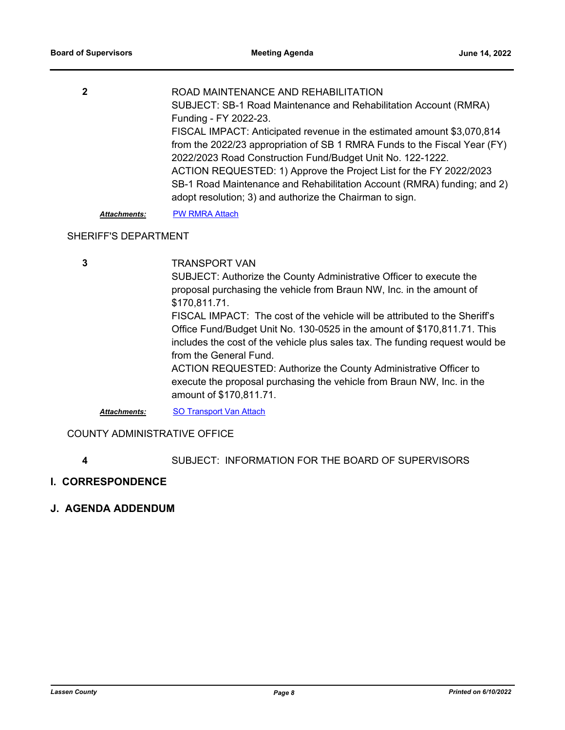**2** ROAD MAINTENANCE AND REHABILITATION

SUBJECT: SB-1 Road Maintenance and Rehabilitation Account (RMRA) Funding - FY 2022-23.

FISCAL IMPACT: Anticipated revenue in the estimated amount $3,070,814 from the 2022/23 appropriation of SB 1 RMRA Funds to the Fiscal Year (FY) 2022/2023 Road Construction Fund/Budget Unit No. 122-1222.

ACTION REQUESTED: 1) Approve the Project List for the FY 2022/2023 SB-1 Road Maintenance and Rehabilitation Account (RMRA) funding; and 2) adopt resolution; 3) and authorize the Chairman to sign.

***Attachments:*** PW RMRA Attach

SHERIFF'S DEPARTMENT

**3** TRANSPORT VAN

SUBJECT: Authorize the County Administrative Officer to execute the proposal purchasing the vehicle from Braun NW, Inc. in the amount of $170,811.71.

FISCAL IMPACT: The cost of the vehicle will be attributed to the Sheriff's Office Fund/Budget Unit No. 130-0525 in the amount of $170,811.71. This includes the cost of the vehicle plus sales tax. The funding request would be from the General Fund.

ACTION REQUESTED: Authorize the County Administrative Officer to execute the proposal purchasing the vehicle from Braun NW, Inc. in the amount of $170,811.71.

***Attachments:*** SO Transport Van Attach

COUNTY ADMINISTRATIVE OFFICE

**4** SUBJECT: INFORMATION FOR THE BOARD OF SUPERVISORS

## I. CORRESPONDENCE

## J. AGENDA ADDENDUM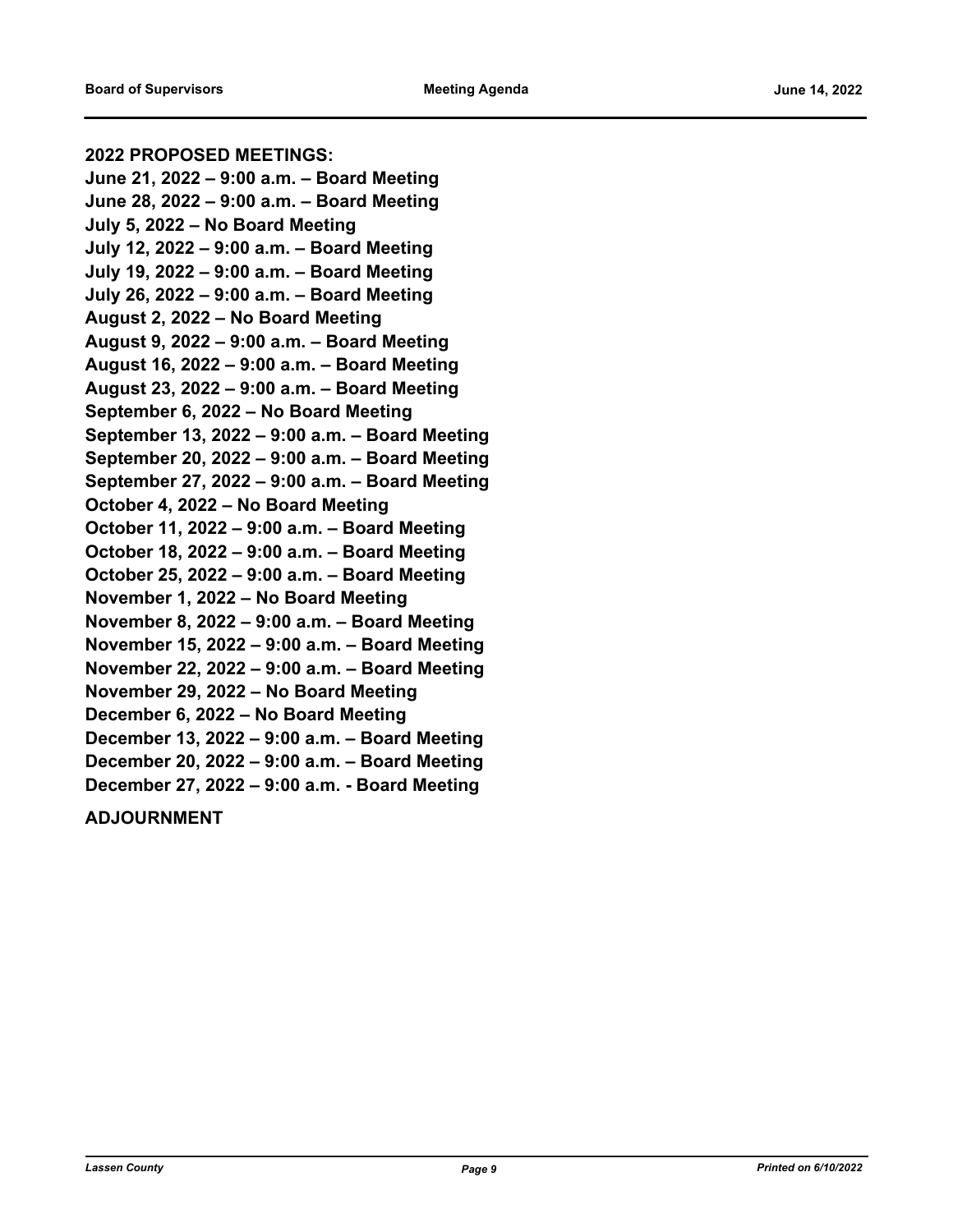**2022 PROPOSED MEETINGS:**

**June 21, 2022 – 9:00 a.m. – Board Meeting**
**June 28, 2022 – 9:00 a.m. – Board Meeting**
**July 5, 2022 – No Board Meeting**
**July 12, 2022 – 9:00 a.m. – Board Meeting**
**July 19, 2022 – 9:00 a.m. – Board Meeting**
**July 26, 2022 – 9:00 a.m. – Board Meeting**
**August 2, 2022 – No Board Meeting**
**August 9, 2022 – 9:00 a.m. – Board Meeting**
**August 16, 2022 – 9:00 a.m. – Board Meeting**
**August 23, 2022 – 9:00 a.m. – Board Meeting**
**September 6, 2022 – No Board Meeting**
**September 13, 2022 – 9:00 a.m. – Board Meeting**
**September 20, 2022 – 9:00 a.m. – Board Meeting**
**September 27, 2022 – 9:00 a.m. – Board Meeting**
**October 4, 2022 – No Board Meeting**
**October 11, 2022 – 9:00 a.m. – Board Meeting**
**October 18, 2022 – 9:00 a.m. – Board Meeting**
**October 25, 2022 – 9:00 a.m. – Board Meeting**
**November 1, 2022 – No Board Meeting**
**November 8, 2022 – 9:00 a.m. – Board Meeting**
**November 15, 2022 – 9:00 a.m. – Board Meeting**
**November 22, 2022 – 9:00 a.m. – Board Meeting**
**November 29, 2022 – No Board Meeting**
**December 6, 2022 – No Board Meeting**
**December 13, 2022 – 9:00 a.m. – Board Meeting**
**December 20, 2022 – 9:00 a.m. – Board Meeting**
**December 27, 2022 – 9:00 a.m. - Board Meeting**

**ADJOURNMENT**